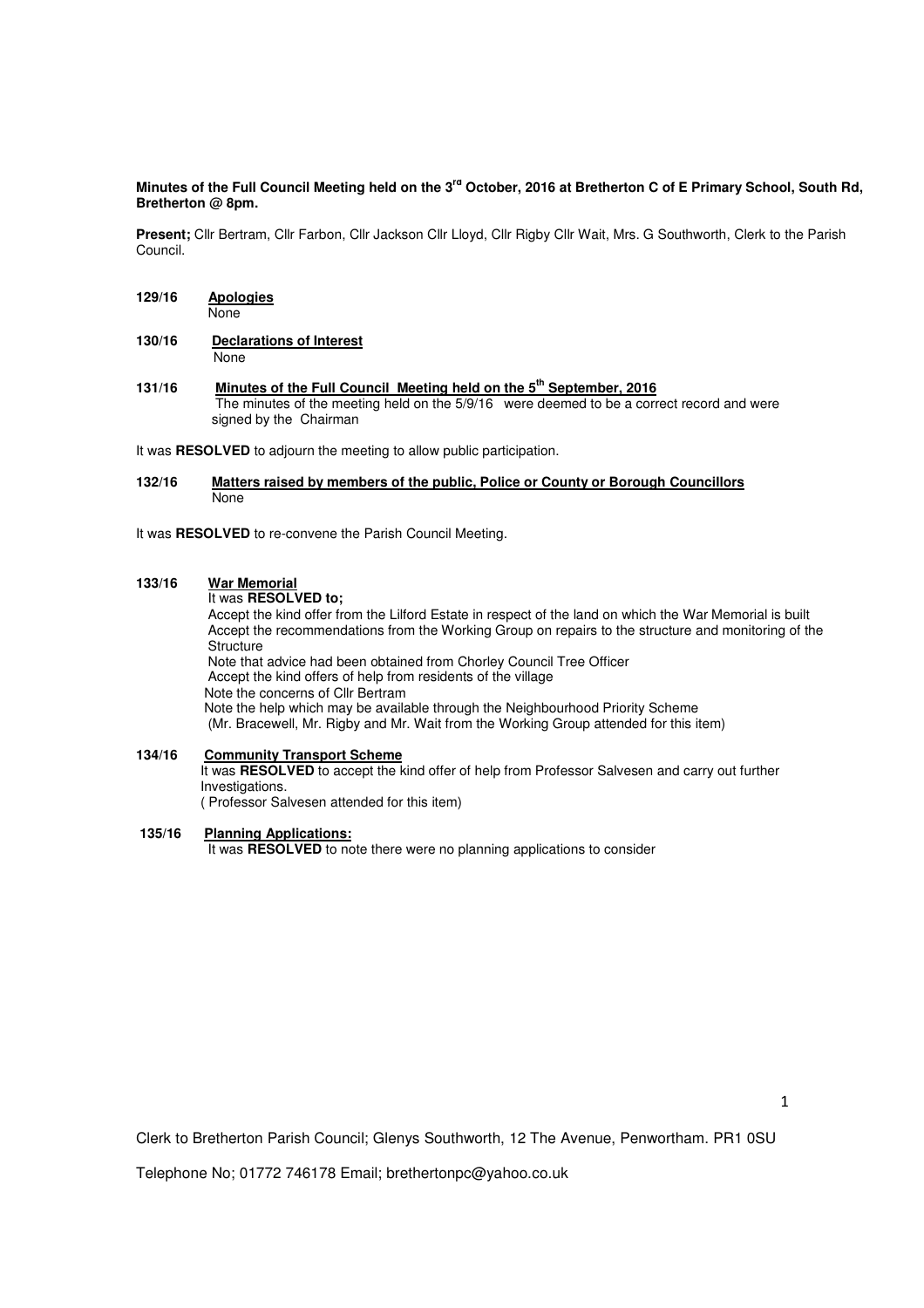**Minutes of the Full Council Meeting held on the 3rd October, 2016 at Bretherton C of E Primary School, South Rd, Bretherton @ 8pm.**

**Present;** Cllr Bertram, Cllr Farbon, Cllr Jackson Cllr Lloyd, Cllr Rigby Cllr Wait, Mrs. G Southworth, Clerk to the Parish Council.

**129/16 Apologies**

None

**130/16 Declarations of Interest**

None

**131/16 Minutes of the Full Council Meeting held on the 5th September, 2016**

The minutes of the meeting held on the 5/9/16 were deemed to be a correct record and were signed by the Chairman

It was **RESOLVED** to adjourn the meeting to allow public participation.

**132/16 Matters raised by members of the public, Police or County or Borough Councillors**

None

It was **RESOLVED** to re-convene the Parish Council Meeting.

**133/16 War Memorial**

It was **RESOLVED to;**

Accept the kind offer from the Lilford Estate in respect of the land on which the War Memorial is built
Accept the recommendations from the Working Group on repairs to the structure and monitoring of the Structure
Note that advice had been obtained from Chorley Council Tree Officer
Accept the kind offers of help from residents of the village
Note the concerns of Cllr Bertram
Note the help which may be available through the Neighbourhood Priority Scheme
(Mr. Bracewell, Mr. Rigby and Mr. Wait from the Working Group attended for this item)

**134/16 Community Transport Scheme**

It was **RESOLVED** to accept the kind offer of help from Professor Salvesen and carry out further Investigations.
( Professor Salvesen attended for this item)

**135/16 Planning Applications:**

It was **RESOLVED** to note there were no planning applications to consider

Clerk to Bretherton Parish Council; Glenys Southworth, 12 The Avenue, Penwortham. PR1 0SU

Telephone No; 01772 746178 Email; brethertonpc@yahoo.co.uk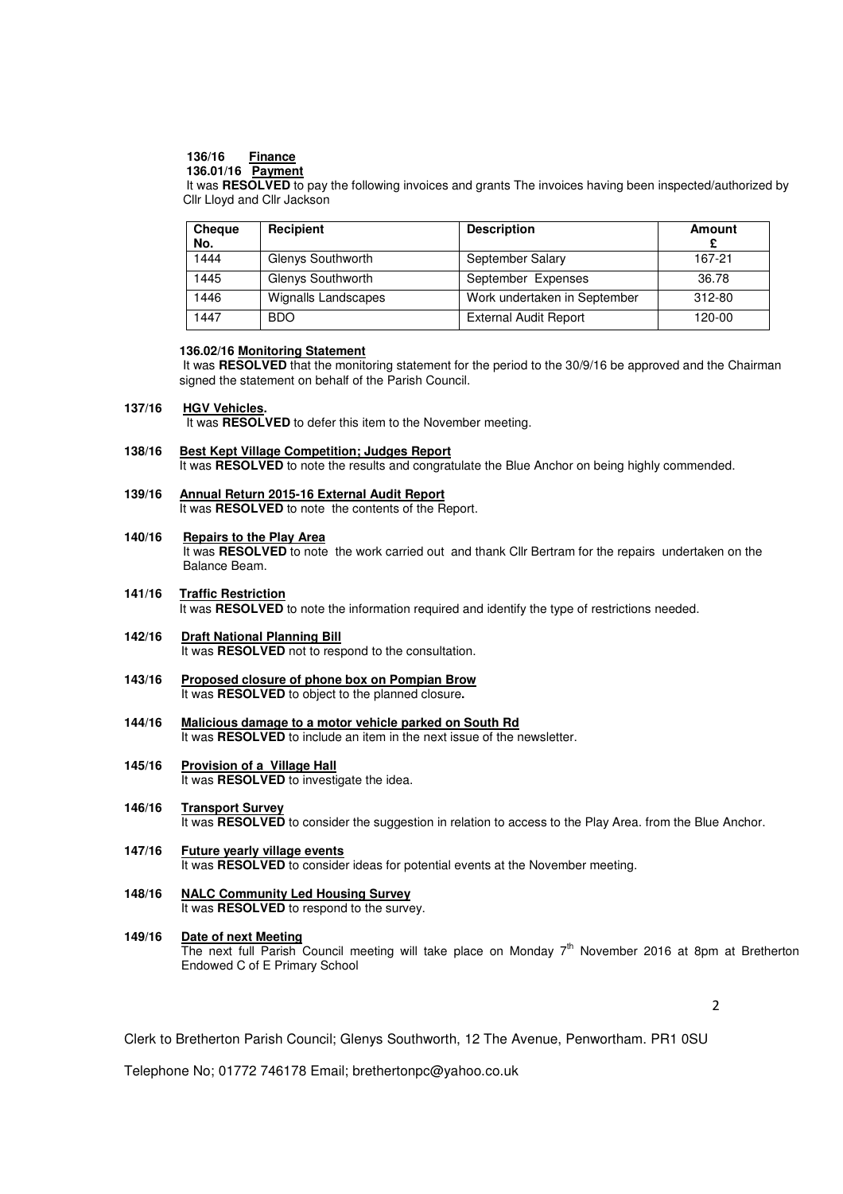**136/16 Finance**

**136.01/16 Payment**

It was **RESOLVED** to pay the following invoices and grants The invoices having been inspected/authorized by Cllr Lloyd and Cllr Jackson

| Cheque No. | Recipient | Description | Amount £ |
|---|---|---|---|
| 1444 | Glenys Southworth | September Salary | 167-21 |
| 1445 | Glenys Southworth | September Expenses | 36.78 |
| 1446 | Wignalls Landscapes | Work undertaken in September | 312-80 |
| 1447 | BDO | External Audit Report | 120-00 |

**136.02/16 Monitoring Statement**

It was **RESOLVED** that the monitoring statement for the period to the 30/9/16 be approved and the Chairman signed the statement on behalf of the Parish Council.

**137/16 HGV Vehicles.**

It was **RESOLVED** to defer this item to the November meeting.

**138/16 Best Kept Village Competition; Judges Report**

It was **RESOLVED** to note the results and congratulate the Blue Anchor on being highly commended.

**139/16 Annual Return 2015-16 External Audit Report**

It was **RESOLVED** to note the contents of the Report.

**140/16 Repairs to the Play Area**

It was **RESOLVED** to note the work carried out and thank Cllr Bertram for the repairs undertaken on the Balance Beam.

**141/16 Traffic Restriction**

It was **RESOLVED** to note the information required and identify the type of restrictions needed.

**142/16 Draft National Planning Bill**

It was **RESOLVED** not to respond to the consultation.

**143/16 Proposed closure of phone box on Pompian Brow**

It was **RESOLVED** to object to the planned closure**.**

**144/16 Malicious damage to a motor vehicle parked on South Rd**

It was **RESOLVED** to include an item in the next issue of the newsletter.

**145/16 Provision of a Village Hall**

It was **RESOLVED** to investigate the idea.

**146/16 Transport Survey**

It was **RESOLVED** to consider the suggestion in relation to access to the Play Area. from the Blue Anchor.

**147/16 Future yearly village events**

It was **RESOLVED** to consider ideas for potential events at the November meeting.

**148/16 NALC Community Led Housing Survey**

It was **RESOLVED** to respond to the survey.

**149/16 Date of next Meeting**

The next full Parish Council meeting will take place on Monday 7th November 2016 at 8pm at Bretherton Endowed C of E Primary School

Clerk to Bretherton Parish Council; Glenys Southworth, 12 The Avenue, Penwortham. PR1 0SU

Telephone No; 01772 746178 Email; brethertonpc@yahoo.co.uk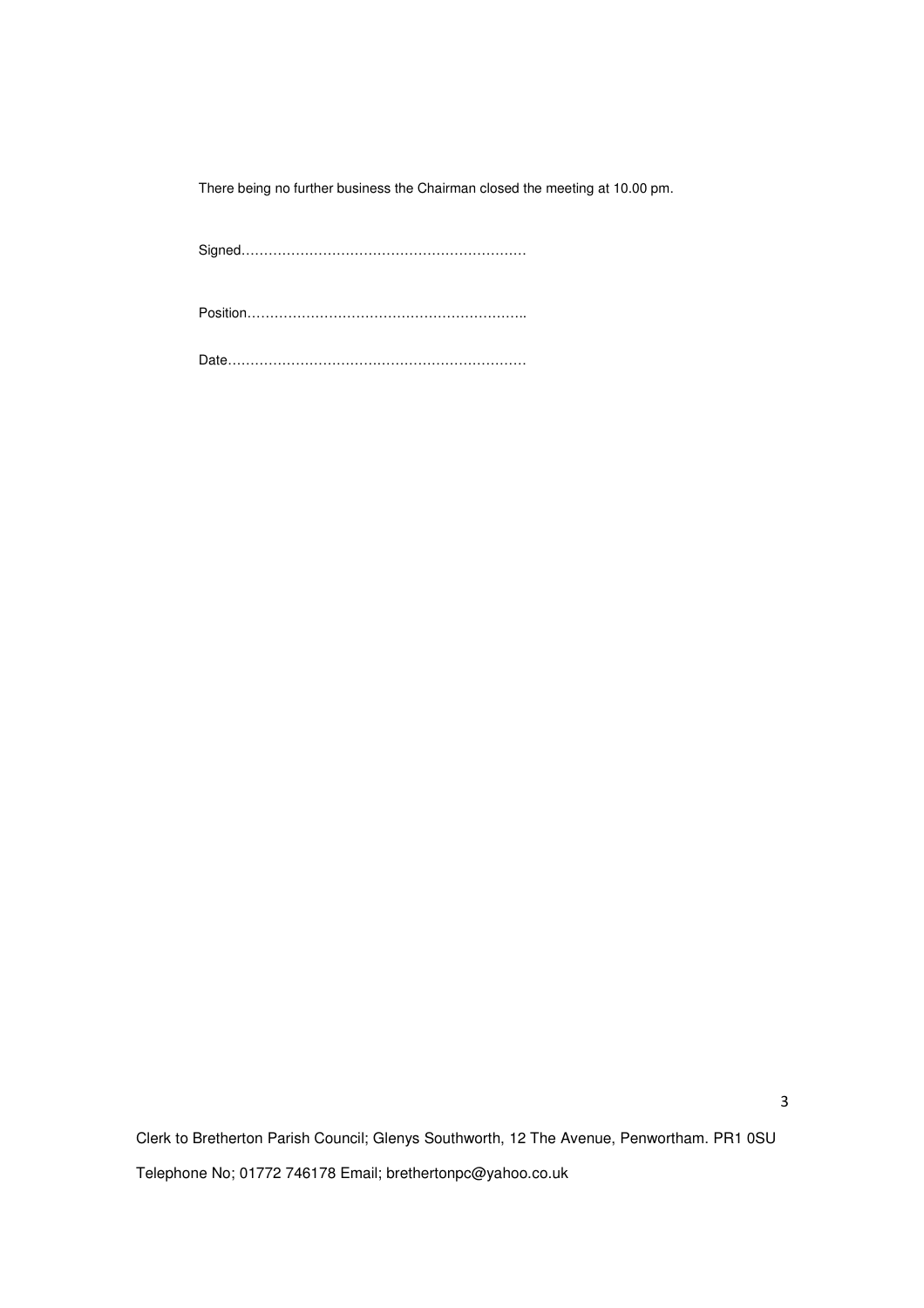There being no further business the Chairman closed the meeting at 10.00 pm.

Signed………………………………………………………

Position……………………………………………………..

Date…………………………………………………………

Clerk to Bretherton Parish Council; Glenys Southworth, 12 The Avenue, Penwortham. PR1 0SU

Telephone No; 01772 746178 Email; brethertonpc@yahoo.co.uk